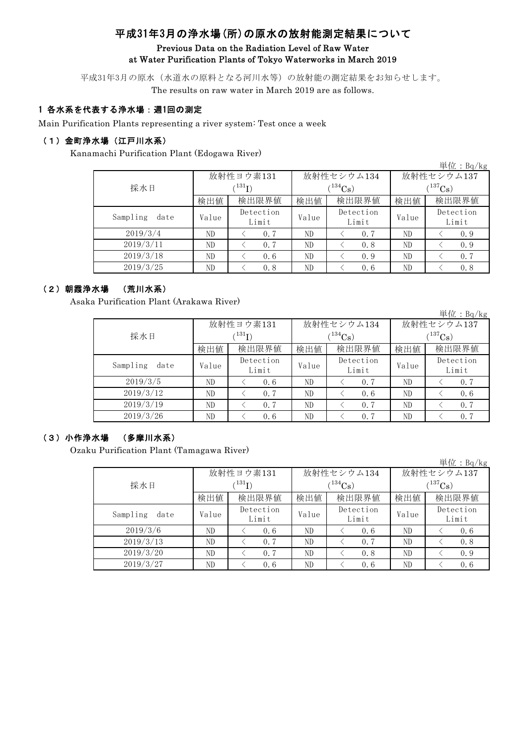# 平成31年3月の浄水場(所)の原水の放射能測定結果について

**Previous Data on the Radiation Level of Raw Water at Water Purification Plants of Tokyo Waterworks in March 2019**

平成31年3月の原水（水道水の原料となる河川水等）の放射能の測定結果をお知らせします。
The results on raw water in March 2019 are as follows.

## 1 各水系を代表する浄水場：週1回の測定

Main Purification Plants representing a river system: Test once a week

### （1）金町浄水場（江戸川水系）

Kanamachi Purification Plant (Edogawa River)

単位：Bq/kg

| 採水日 | 放射性ヨウ素131 ($^{131}I$) | | 放射性セシウム134 ($^{134}Cs$) | | 放射性セシウム137 ($^{137}Cs$) | |
|---|---|---|---|---|---|---|
| | 検出値 | 検出限界値 | 検出値 | 検出限界値 | 検出値 | 検出限界値 |
| Sampling date | Value | Detection Limit | Value | Detection Limit | Value | Detection Limit |
| 2019/3/4 | ND | ＜ 0.7 | ND | ＜ 0.7 | ND | ＜ 0.9 |
| 2019/3/11 | ND | ＜ 0.7 | ND | ＜ 0.8 | ND | ＜ 0.9 |
| 2019/3/18 | ND | ＜ 0.6 | ND | ＜ 0.9 | ND | ＜ 0.7 |
| 2019/3/25 | ND | ＜ 0.8 | ND | ＜ 0.6 | ND | ＜ 0.8 |

### （2）朝霞浄水場 （荒川水系）

Asaka Purification Plant (Arakawa River)

単位：Bq/kg

| 採水日 | 放射性ヨウ素131 ($^{131}I$) | | 放射性セシウム134 ($^{134}Cs$) | | 放射性セシウム137 ($^{137}Cs$) | |
|---|---|---|---|---|---|---|
| | 検出値 | 検出限界値 | 検出値 | 検出限界値 | 検出値 | 検出限界値 |
| Sampling date | Value | Detection Limit | Value | Detection Limit | Value | Detection Limit |
| 2019/3/5 | ND | ＜ 0.6 | ND | ＜ 0.7 | ND | ＜ 0.7 |
| 2019/3/12 | ND | ＜ 0.7 | ND | ＜ 0.6 | ND | ＜ 0.6 |
| 2019/3/19 | ND | ＜ 0.7 | ND | ＜ 0.7 | ND | ＜ 0.7 |
| 2019/3/26 | ND | ＜ 0.6 | ND | ＜ 0.7 | ND | ＜ 0.7 |

### （3）小作浄水場 （多摩川水系）

Ozaku Purification Plant (Tamagawa River)

単位：Bq/kg

| 採水日 | 放射性ヨウ素131 ($^{131}I$) | | 放射性セシウム134 ($^{134}Cs$) | | 放射性セシウム137 ($^{137}Cs$) | |
|---|---|---|---|---|---|---|
| | 検出値 | 検出限界値 | 検出値 | 検出限界値 | 検出値 | 検出限界値 |
| Sampling date | Value | Detection Limit | Value | Detection Limit | Value | Detection Limit |
| 2019/3/6 | ND | ＜ 0.6 | ND | ＜ 0.6 | ND | ＜ 0.6 |
| 2019/3/13 | ND | ＜ 0.7 | ND | ＜ 0.7 | ND | ＜ 0.8 |
| 2019/3/20 | ND | ＜ 0.7 | ND | ＜ 0.8 | ND | ＜ 0.9 |
| 2019/3/27 | ND | ＜ 0.6 | ND | ＜ 0.6 | ND | ＜ 0.6 |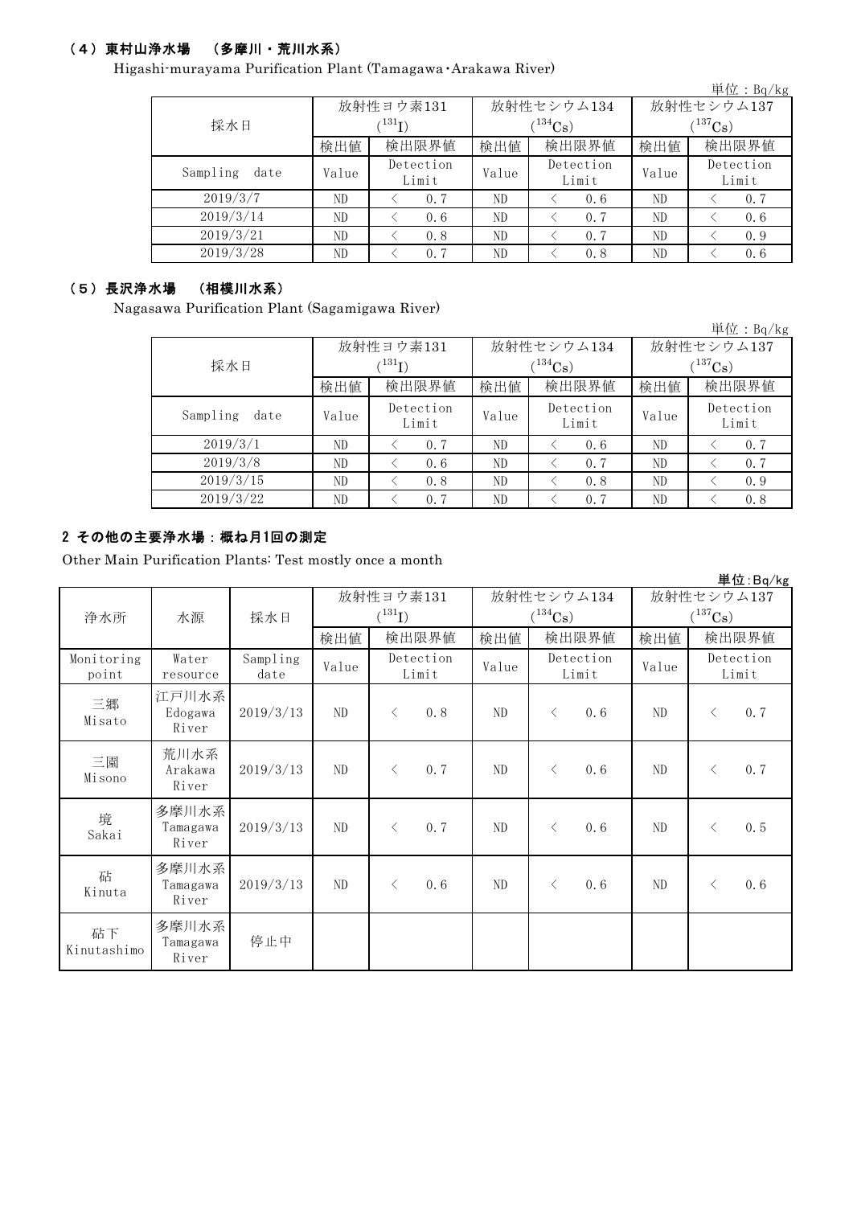### （4）東村山浄水場　（多摩川・荒川水系）

Higashi-murayama Purification Plant (Tamagawa・Arakawa River)

単位：Bq/kg

| 採水日 | 放射性ヨウ素131 ($^{131}I$) | | 放射性セシウム134 ($^{134}Cs$) | | 放射性セシウム137 ($^{137}Cs$) | |
|---|---|---|---|---|---|---|
| | 検出値 | 検出限界値 | 検出値 | 検出限界値 | 検出値 | 検出限界値 |
| Sampling date | Value | Detection Limit | Value | Detection Limit | Value | Detection Limit |
| 2019/3/7 | ND | ＜ 0.7 | ND | ＜ 0.6 | ND | ＜ 0.7 |
| 2019/3/14 | ND | ＜ 0.6 | ND | ＜ 0.7 | ND | ＜ 0.6 |
| 2019/3/21 | ND | ＜ 0.8 | ND | ＜ 0.7 | ND | ＜ 0.9 |
| 2019/3/28 | ND | ＜ 0.7 | ND | ＜ 0.8 | ND | ＜ 0.6 |

### （5）長沢浄水場　（相模川水系）

Nagasawa Purification Plant (Sagamigawa River)

単位：Bq/kg

| 採水日 | 放射性ヨウ素131 ($^{131}I$) | | 放射性セシウム134 ($^{134}Cs$) | | 放射性セシウム137 ($^{137}Cs$) | |
|---|---|---|---|---|---|---|
| | 検出値 | 検出限界値 | 検出値 | 検出限界値 | 検出値 | 検出限界値 |
| Sampling date | Value | Detection Limit | Value | Detection Limit | Value | Detection Limit |
| 2019/3/1 | ND | ＜ 0.7 | ND | ＜ 0.6 | ND | ＜ 0.7 |
| 2019/3/8 | ND | ＜ 0.6 | ND | ＜ 0.7 | ND | ＜ 0.7 |
| 2019/3/15 | ND | ＜ 0.8 | ND | ＜ 0.8 | ND | ＜ 0.9 |
| 2019/3/22 | ND | ＜ 0.7 | ND | ＜ 0.7 | ND | ＜ 0.8 |

## 2 その他の主要浄水場：概ね月1回の測定

Other Main Purification Plants: Test mostly once a month

単位:Bq/kg

| 浄水所 | 水源 | 採水日 | 放射性ヨウ素131 ($^{131}I$) | | 放射性セシウム134 ($^{134}Cs$) | | 放射性セシウム137 ($^{137}Cs$) | |
|---|---|---|---|---|---|---|---|---|
| | | | 検出値 | 検出限界値 | 検出値 | 検出限界値 | 検出値 | 検出限界値 |
| Monitoring point | Water resource | Sampling date | Value | Detection Limit | Value | Detection Limit | Value | Detection Limit |
| 三郷 Misato | 江戸川水系 Edogawa River | 2019/3/13 | ND | ＜ 0.8 | ND | ＜ 0.6 | ND | ＜ 0.7 |
| 三園 Misono | 荒川水系 Arakawa River | 2019/3/13 | ND | ＜ 0.7 | ND | ＜ 0.6 | ND | ＜ 0.7 |
| 境 Sakai | 多摩川水系 Tamagawa River | 2019/3/13 | ND | ＜ 0.7 | ND | ＜ 0.6 | ND | ＜ 0.5 |
| 砧 Kinuta | 多摩川水系 Tamagawa River | 2019/3/13 | ND | ＜ 0.6 | ND | ＜ 0.6 | ND | ＜ 0.6 |
| 砧下 Kinutashimo | 多摩川水系 Tamagawa River | 停止中 | | | | | | |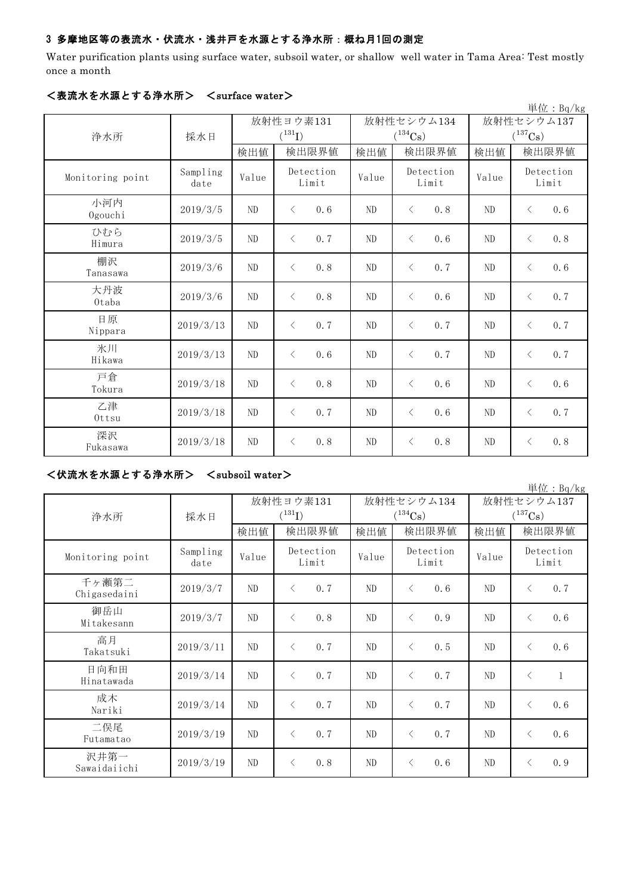### 3 多摩地区等の表流水・伏流水・浅井戸を水源とする浄水所：概ね月1回の測定

Water purification plants using surface water, subsoil water, or shallow well water in Tama Area: Test mostly once a month

#### <表流水を水源とする浄水所> <surface water>

単位：Bq/kg

| 浄水所 | 採水日 | 放射性ヨウ素131 ($^{131}I$) | | 放射性セシウム134 ($^{134}Cs$) | | 放射性セシウム137 ($^{137}Cs$) | |
|---|---|---|---|---|---|---|---|
| | | 検出値 | 検出限界値 | 検出値 | 検出限界値 | 検出値 | 検出限界値 |
| Monitoring point | Sampling date | Value | Detection Limit | Value | Detection Limit | Value | Detection Limit |
| 小河内 Ogouchi | 2019/3/5 | ND | < 0.6 | ND | < 0.8 | ND | < 0.6 |
| ひむら Himura | 2019/3/5 | ND | < 0.7 | ND | < 0.6 | ND | < 0.8 |
| 棚沢 Tanasawa | 2019/3/6 | ND | < 0.8 | ND | < 0.7 | ND | < 0.6 |
| 大丹波 Otaba | 2019/3/6 | ND | < 0.8 | ND | < 0.6 | ND | < 0.7 |
| 日原 Nippara | 2019/3/13 | ND | < 0.7 | ND | < 0.7 | ND | < 0.7 |
| 氷川 Hikawa | 2019/3/13 | ND | < 0.6 | ND | < 0.7 | ND | < 0.7 |
| 戸倉 Tokura | 2019/3/18 | ND | < 0.8 | ND | < 0.6 | ND | < 0.6 |
| 乙津 Ottsu | 2019/3/18 | ND | < 0.7 | ND | < 0.6 | ND | < 0.7 |
| 深沢 Fukasawa | 2019/3/18 | ND | < 0.8 | ND | < 0.8 | ND | < 0.8 |

#### <伏流水を水源とする浄水所> <subsoil water>

単位：Bq/kg

| 浄水所 | 採水日 | 放射性ヨウ素131 ($^{131}I$) | | 放射性セシウム134 ($^{134}Cs$) | | 放射性セシウム137 ($^{137}Cs$) | |
|---|---|---|---|---|---|---|---|
| | | 検出値 | 検出限界値 | 検出値 | 検出限界値 | 検出値 | 検出限界値 |
| Monitoring point | Sampling date | Value | Detection Limit | Value | Detection Limit | Value | Detection Limit |
| 千ヶ瀬第二 Chigasedaini | 2019/3/7 | ND | < 0.7 | ND | < 0.6 | ND | < 0.7 |
| 御岳山 Mitakesann | 2019/3/7 | ND | < 0.8 | ND | < 0.9 | ND | < 0.6 |
| 高月 Takatsuki | 2019/3/11 | ND | < 0.7 | ND | < 0.5 | ND | < 0.6 |
| 日向和田 Hinatawada | 2019/3/14 | ND | < 0.7 | ND | < 0.7 | ND | < 1 |
| 成木 Nariki | 2019/3/14 | ND | < 0.7 | ND | < 0.7 | ND | < 0.6 |
| 二俣尾 Futamatao | 2019/3/19 | ND | < 0.7 | ND | < 0.7 | ND | < 0.6 |
| 沢井第一 Sawaidaiichi | 2019/3/19 | ND | < 0.8 | ND | < 0.6 | ND | < 0.9 |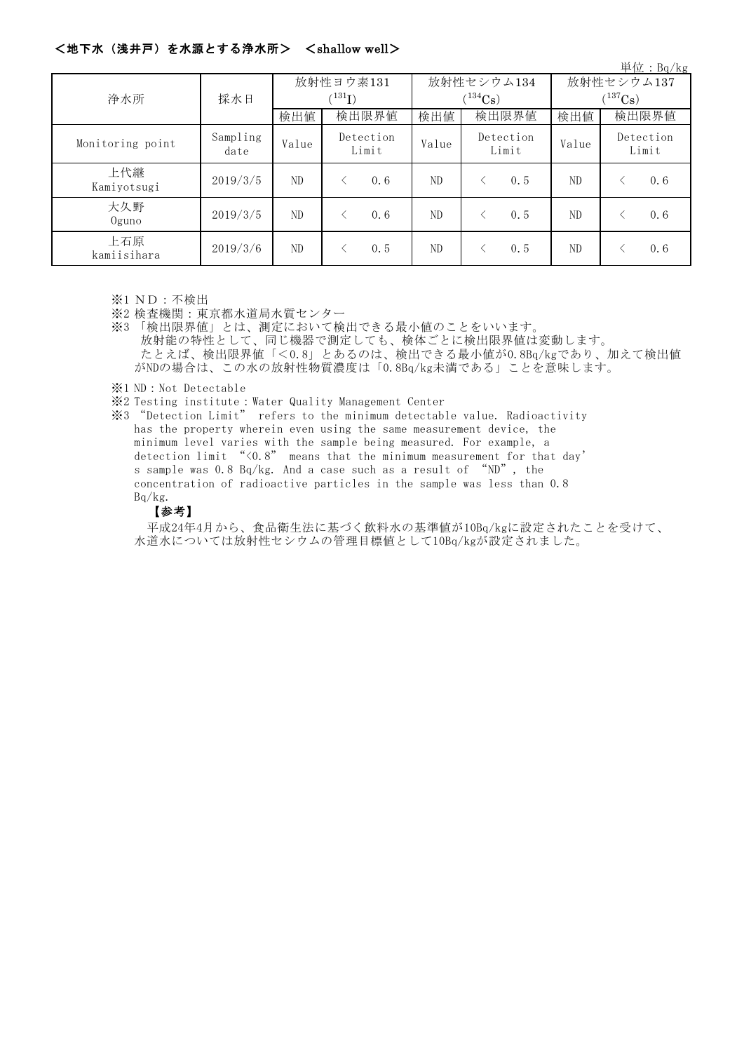## ＜地下水（浅井戸）を水源とする浄水所＞　＜shallow well＞

単位：Bq/kg

| 浄水所 | 採水日 | 放射性ヨウ素131 ($^{131}I$) | | 放射性セシウム134 ($^{134}Cs$) | | 放射性セシウム137 ($^{137}Cs$) | |
|---|---|---|---|---|---|---|---|
| | | 検出値 | 検出限界値 | 検出値 | 検出限界値 | 検出値 | 検出限界値 |
| Monitoring point | Sampling date | Value | Detection Limit | Value | Detection Limit | Value | Detection Limit |
| 上代継 Kamiyotsugi | 2019/3/5 | ND | ＜ 0.6 | ND | ＜ 0.5 | ND | ＜ 0.6 |
| 大久野 Oguno | 2019/3/5 | ND | ＜ 0.6 | ND | ＜ 0.5 | ND | ＜ 0.6 |
| 上石原 kamiisihara | 2019/3/6 | ND | ＜ 0.5 | ND | ＜ 0.5 | ND | ＜ 0.6 |

※1 ＮＤ：不検出

※2 検査機関：東京都水道局水質センター

※3 「検出限界値」とは、測定において検出できる最小値のことをいいます。
放射能の特性として、同じ機器で測定しても、検体ごとに検出限界値は変動します。
たとえば、検出限界値「＜0.8」とあるのは、検出できる最小値が0.8Bq/kgであり、加えて検出値がNDの場合は、この水の放射性物質濃度は「0.8Bq/kg未満である」ことを意味します。

※1 ND：Not Detectable

※2 Testing institute：Water Quality Management Center

※3 "Detection Limit" refers to the minimum detectable value. Radioactivity has the property wherein even using the same measurement device, the minimum level varies with the sample being measured. For example, a detection limit "<0.8" means that the minimum measurement for that day's sample was 0.8 Bq/kg. And a case such as a result of "ND", the concentration of radioactive particles in the sample was less than 0.8 Bq/kg.

【参考】

平成24年4月から、食品衛生法に基づく飲料水の基準値が10Bq/kgに設定されたことを受けて、水道水については放射性セシウムの管理目標値として10Bq/kgが設定されました。